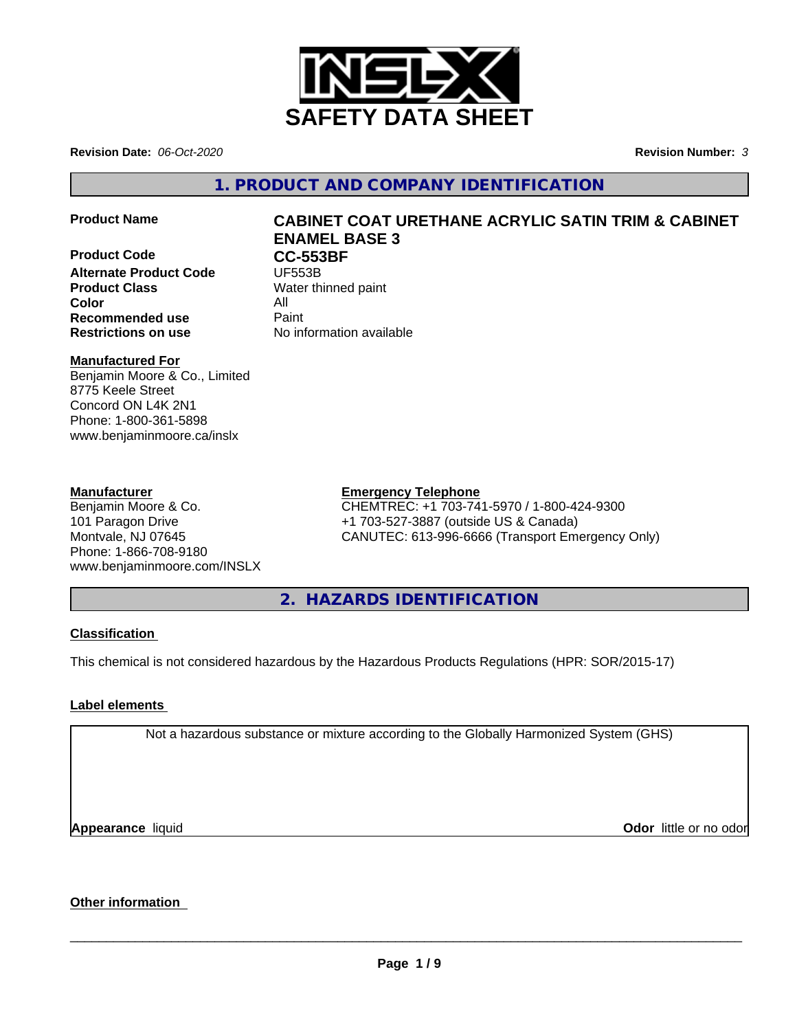# SAFETY DATA SHEET

**Revision Date:** *06-Oct-2020* **Revision Number:** *3*

## 1. PRODUCT AND COMPANY IDENTIFICATION

| | |
|---|---|
| **Product Name** | **CABINET COAT URETHANE ACRYLIC SATIN TRIM & CABINET ENAMEL BASE 3** |
| **Product Code** | **CC-553BF** |
| **Alternate Product Code** | UF553B |
| **Product Class** | Water thinned paint |
| **Color** | All |
| **Recommended use** | Paint |
| **Restrictions on use** | No information available |

**Manufactured For**
Benjamin Moore & Co., Limited
8775 Keele Street
Concord ON L4K 2N1
Phone: 1-800-361-5898
www.benjaminmoore.ca/inslx

**Manufacturer**
Benjamin Moore & Co.
101 Paragon Drive
Montvale, NJ 07645
Phone: 1-866-708-9180
www.benjaminmoore.com/INSLX

**Emergency Telephone**
CHEMTREC: +1 703-741-5970 / 1-800-424-9300
+1 703-527-3887 (outside US & Canada)
CANUTEC: 613-996-6666 (Transport Emergency Only)

## 2. HAZARDS IDENTIFICATION

**Classification**

This chemical is not considered hazardous by the Hazardous Products Regulations (HPR: SOR/2015-17)

**Label elements**

Not a hazardous substance or mixture according to the Globally Harmonized System (GHS)

**Appearance** liquid **Odor** little or no odor

**Other information**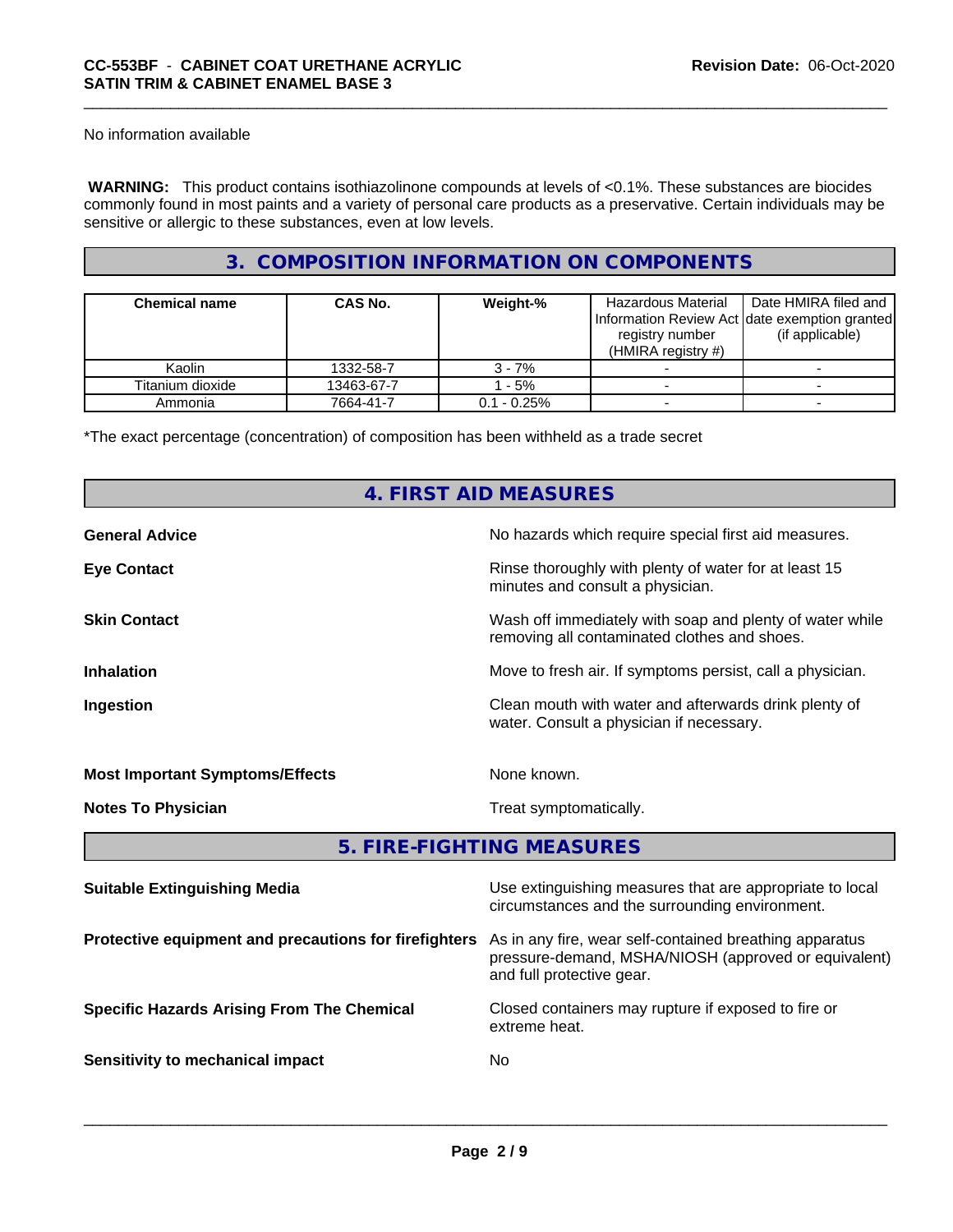No information available

**WARNING:** This product contains isothiazolinone compounds at levels of <0.1%. These substances are biocides commonly found in most paints and a variety of personal care products as a preservative. Certain individuals may be sensitive or allergic to these substances, even at low levels.

## 3. COMPOSITION INFORMATION ON COMPONENTS

| Chemical name | CAS No. | Weight-% | Hazardous Material Information Review Act registry number (HMIRA registry #) | Date HMIRA filed and date exemption granted (if applicable) |
|---|---|---|---|---|
| Kaolin | 1332-58-7 | 3 - 7% | - | - |
| Titanium dioxide | 13463-67-7 | 1 - 5% | - | - |
| Ammonia | 7664-41-7 | 0.1 - 0.25% | - | - |

*The exact percentage (concentration) of composition has been withheld as a trade secret

## 4. FIRST AID MEASURES

**General Advice**
No hazards which require special first aid measures.

**Eye Contact**
Rinse thoroughly with plenty of water for at least 15 minutes and consult a physician.

**Skin Contact**
Wash off immediately with soap and plenty of water while removing all contaminated clothes and shoes.

**Inhalation**
Move to fresh air. If symptoms persist, call a physician.

**Ingestion**
Clean mouth with water and afterwards drink plenty of water. Consult a physician if necessary.

**Most Important Symptoms/Effects**
None known.

**Notes To Physician**
Treat symptomatically.

## 5. FIRE-FIGHTING MEASURES

**Suitable Extinguishing Media**
Use extinguishing measures that are appropriate to local circumstances and the surrounding environment.

**Protective equipment and precautions for firefighters**
As in any fire, wear self-contained breathing apparatus pressure-demand, MSHA/NIOSH (approved or equivalent) and full protective gear.

**Specific Hazards Arising From The Chemical**
Closed containers may rupture if exposed to fire or extreme heat.

**Sensitivity to mechanical impact**
No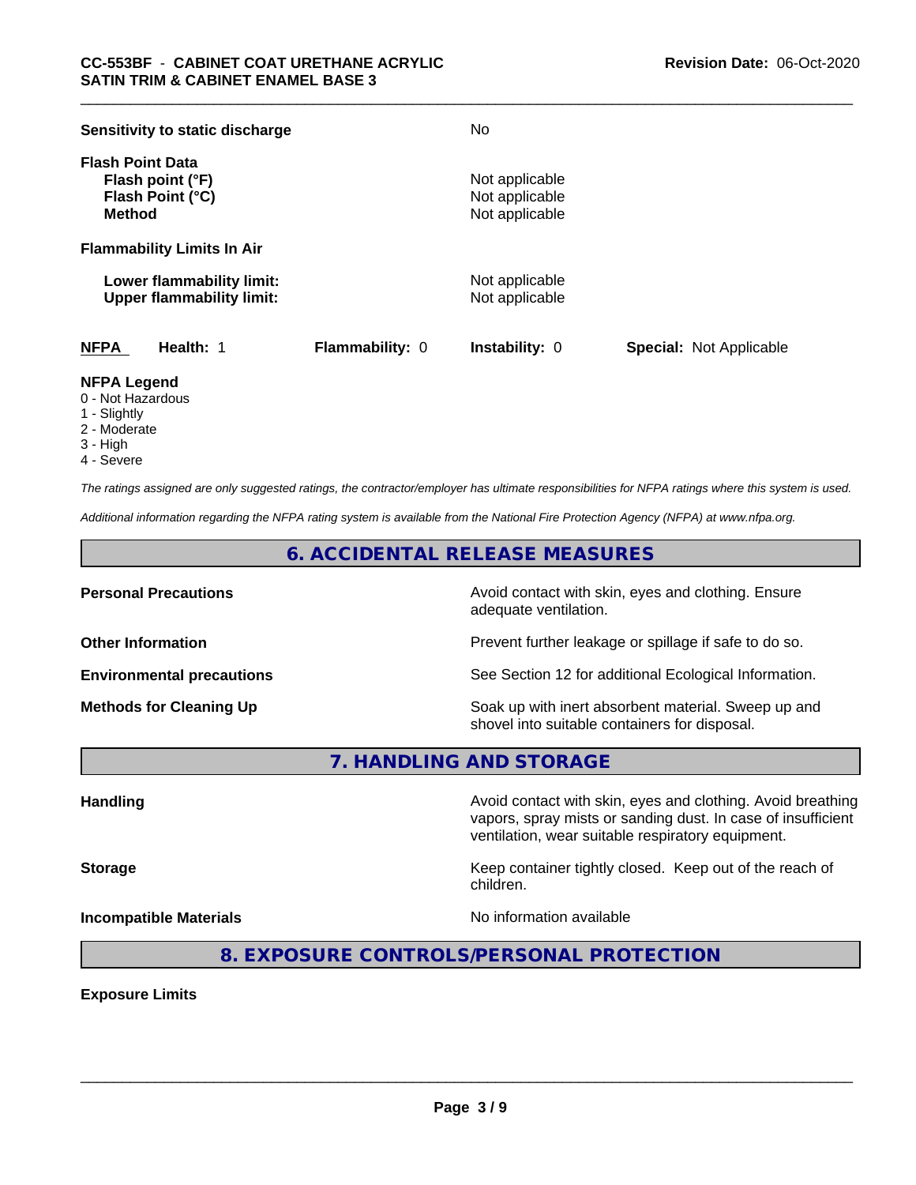| | |
|---|---|
| **Sensitivity to static discharge** | No |

**Flash Point Data**

| | |
|---|---|
| **Flash point (°F)** | Not applicable |
| **Flash Point (°C)** | Not applicable |
| **Method** | Not applicable |

**Flammability Limits In Air**

| | |
|---|---|
| **Lower flammability limit:** | Not applicable |
| **Upper flammability limit:** | Not applicable |

| **NFPA** | **Health:** 1 | **Flammability:** 0 | **Instability:** 0 | **Special:** Not Applicable |
|---|---|---|---|---|

**NFPA Legend**

- 0 - Not Hazardous
- 1 - Slightly
- 2 - Moderate
- 3 - High
- 4 - Severe

*The ratings assigned are only suggested ratings, the contractor/employer has ultimate responsibilities for NFPA ratings where this system is used.*

*Additional information regarding the NFPA rating system is available from the National Fire Protection Agency (NFPA) at www.nfpa.org.*

## 6. ACCIDENTAL RELEASE MEASURES

| | |
|---|---|
| **Personal Precautions** | Avoid contact with skin, eyes and clothing. Ensure adequate ventilation. |
| **Other Information** | Prevent further leakage or spillage if safe to do so. |
| **Environmental precautions** | See Section 12 for additional Ecological Information. |
| **Methods for Cleaning Up** | Soak up with inert absorbent material. Sweep up and shovel into suitable containers for disposal. |

## 7. HANDLING AND STORAGE

| | |
|---|---|
| **Handling** | Avoid contact with skin, eyes and clothing. Avoid breathing vapors, spray mists or sanding dust. In case of insufficient ventilation, wear suitable respiratory equipment. |
| **Storage** | Keep container tightly closed. Keep out of the reach of children. |
| **Incompatible Materials** | No information available |

## 8. EXPOSURE CONTROLS/PERSONAL PROTECTION

**Exposure Limits**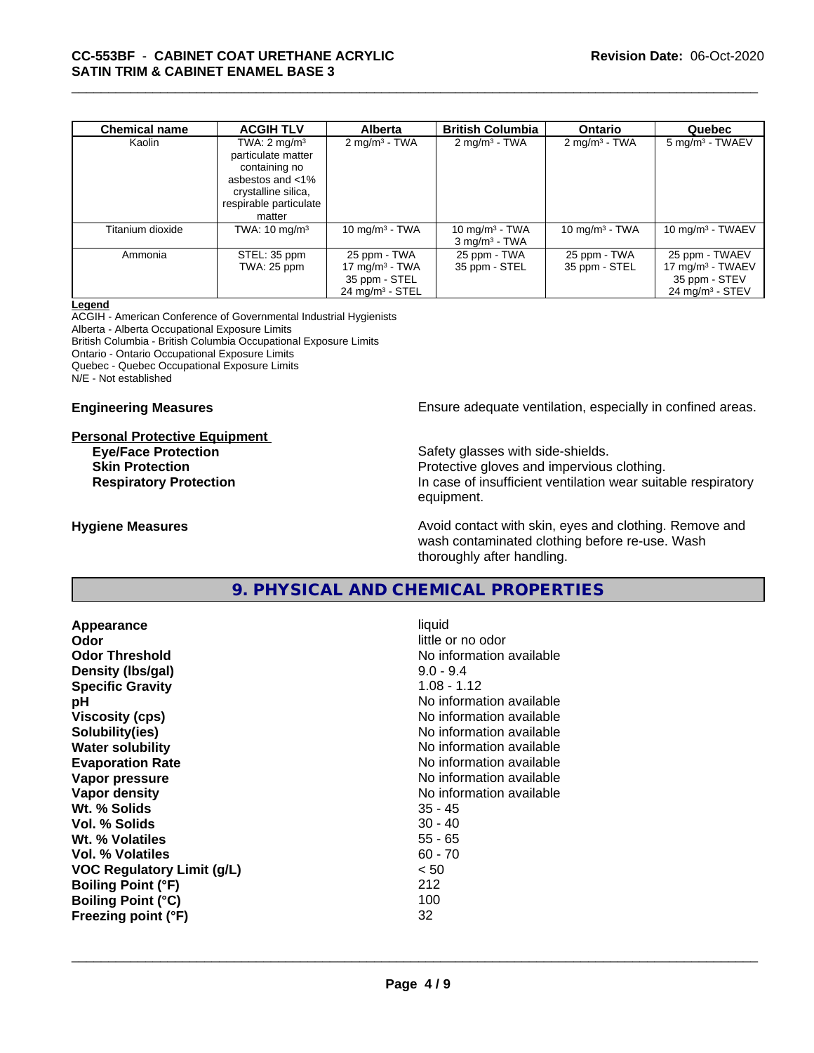| Chemical name | ACGIH TLV | Alberta | British Columbia | Ontario | Quebec |
|---|---|---|---|---|---|
| Kaolin | TWA: 2 mg/m³ particulate matter containing no asbestos and <1% crystalline silica, respirable particulate matter | 2 mg/m³ - TWA | 2 mg/m³ - TWA | 2 mg/m³ - TWA | 5 mg/m³ - TWAEV |
| Titanium dioxide | TWA: 10 mg/m³ | 10 mg/m³ - TWA | 10 mg/m³ - TWA<br>3 mg/m³ - TWA | 10 mg/m³ - TWA | 10 mg/m³ - TWAEV |
| Ammonia | STEL: 35 ppm<br>TWA: 25 ppm | 25 ppm - TWA<br>17 mg/m³ - TWA<br>35 ppm - STEL<br>24 mg/m³ - STEL | 25 ppm - TWA<br>35 ppm - STEL | 25 ppm - TWA<br>35 ppm - STEL | 25 ppm - TWAEV<br>17 mg/m³ - TWAEV<br>35 ppm - STEV<br>24 mg/m³ - STEV |

**Legend**
ACGIH - American Conference of Governmental Industrial Hygienists
Alberta - Alberta Occupational Exposure Limits
British Columbia - British Columbia Occupational Exposure Limits
Ontario - Ontario Occupational Exposure Limits
Quebec - Quebec Occupational Exposure Limits
N/E - Not established

**Engineering Measures** Ensure adequate ventilation, especially in confined areas.

**Personal Protective Equipment**

**Eye/Face Protection** Safety glasses with side-shields.

**Skin Protection** Protective gloves and impervious clothing.

**Respiratory Protection** In case of insufficient ventilation wear suitable respiratory equipment.

**Hygiene Measures** Avoid contact with skin, eyes and clothing. Remove and wash contaminated clothing before re-use. Wash thoroughly after handling.

## 9. PHYSICAL AND CHEMICAL PROPERTIES

| | |
|---|---|
| **Appearance** | liquid |
| **Odor** | little or no odor |
| **Odor Threshold** | No information available |
| **Density (lbs/gal)** | 9.0 - 9.4 |
| **Specific Gravity** | 1.08 - 1.12 |
| **pH** | No information available |
| **Viscosity (cps)** | No information available |
| **Solubility(ies)** | No information available |
| **Water solubility** | No information available |
| **Evaporation Rate** | No information available |
| **Vapor pressure** | No information available |
| **Vapor density** | No information available |
| **Wt. % Solids** | 35 - 45 |
| **Vol. % Solids** | 30 - 40 |
| **Wt. % Volatiles** | 55 - 65 |
| **Vol. % Volatiles** | 60 - 70 |
| **VOC Regulatory Limit (g/L)** | < 50 |
| **Boiling Point (°F)** | 212 |
| **Boiling Point (°C)** | 100 |
| **Freezing point (°F)** | 32 |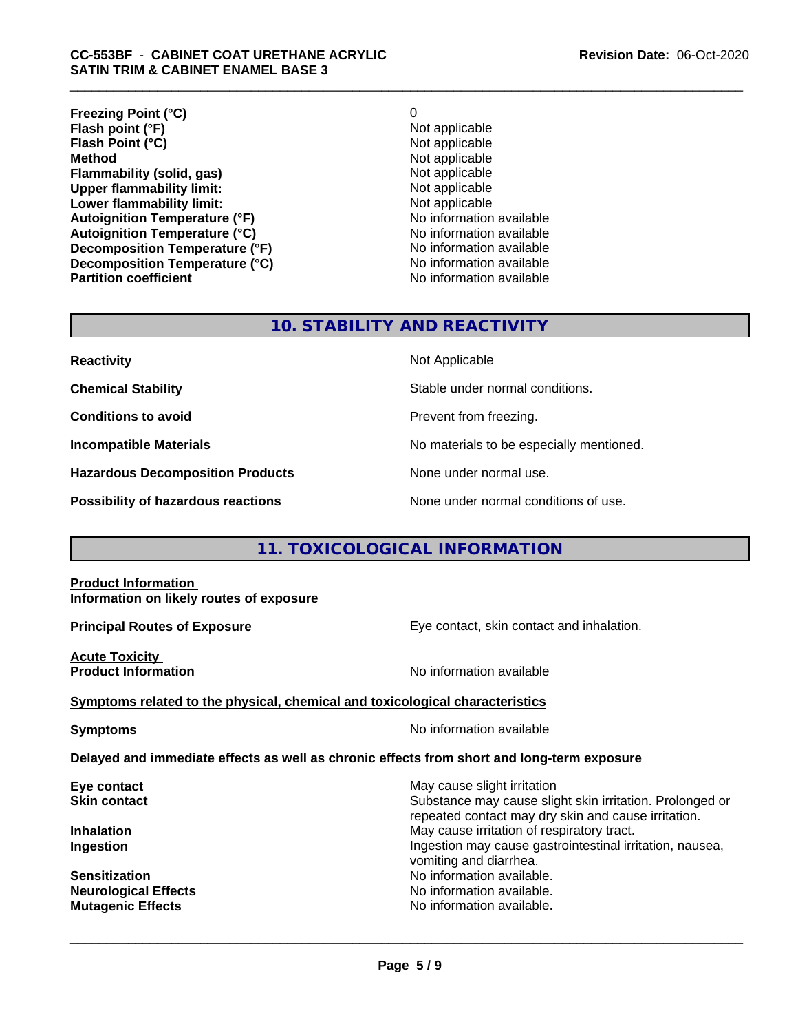| | |
|---|---|
| **Freezing Point (°C)** | 0 |
| **Flash point (°F)** | Not applicable |
| **Flash Point (°C)** | Not applicable |
| **Method** | Not applicable |
| **Flammability (solid, gas)** | Not applicable |
| **Upper flammability limit:** | Not applicable |
| **Lower flammability limit:** | Not applicable |
| **Autoignition Temperature (°F)** | No information available |
| **Autoignition Temperature (°C)** | No information available |
| **Decomposition Temperature (°F)** | No information available |
| **Decomposition Temperature (°C)** | No information available |
| **Partition coefficient** | No information available |

## 10. STABILITY AND REACTIVITY

| | |
|---|---|
| **Reactivity** | Not Applicable |
| **Chemical Stability** | Stable under normal conditions. |
| **Conditions to avoid** | Prevent from freezing. |
| **Incompatible Materials** | No materials to be especially mentioned. |
| **Hazardous Decomposition Products** | None under normal use. |
| **Possibility of hazardous reactions** | None under normal conditions of use. |

## 11. TOXICOLOGICAL INFORMATION

**Product Information**
**Information on likely routes of exposure**

**Principal Routes of Exposure** — Eye contact, skin contact and inhalation.

**Acute Toxicity**
**Product Information** — No information available

**Symptoms related to the physical, chemical and toxicological characteristics**

**Symptoms** — No information available

**Delayed and immediate effects as well as chronic effects from short and long-term exposure**

| | |
|---|---|
| **Eye contact** | May cause slight irritation |
| **Skin contact** | Substance may cause slight skin irritation. Prolonged or repeated contact may dry skin and cause irritation. |
| **Inhalation** | May cause irritation of respiratory tract. |
| **Ingestion** | Ingestion may cause gastrointestinal irritation, nausea, vomiting and diarrhea. |
| **Sensitization** | No information available. |
| **Neurological Effects** | No information available. |
| **Mutagenic Effects** | No information available. |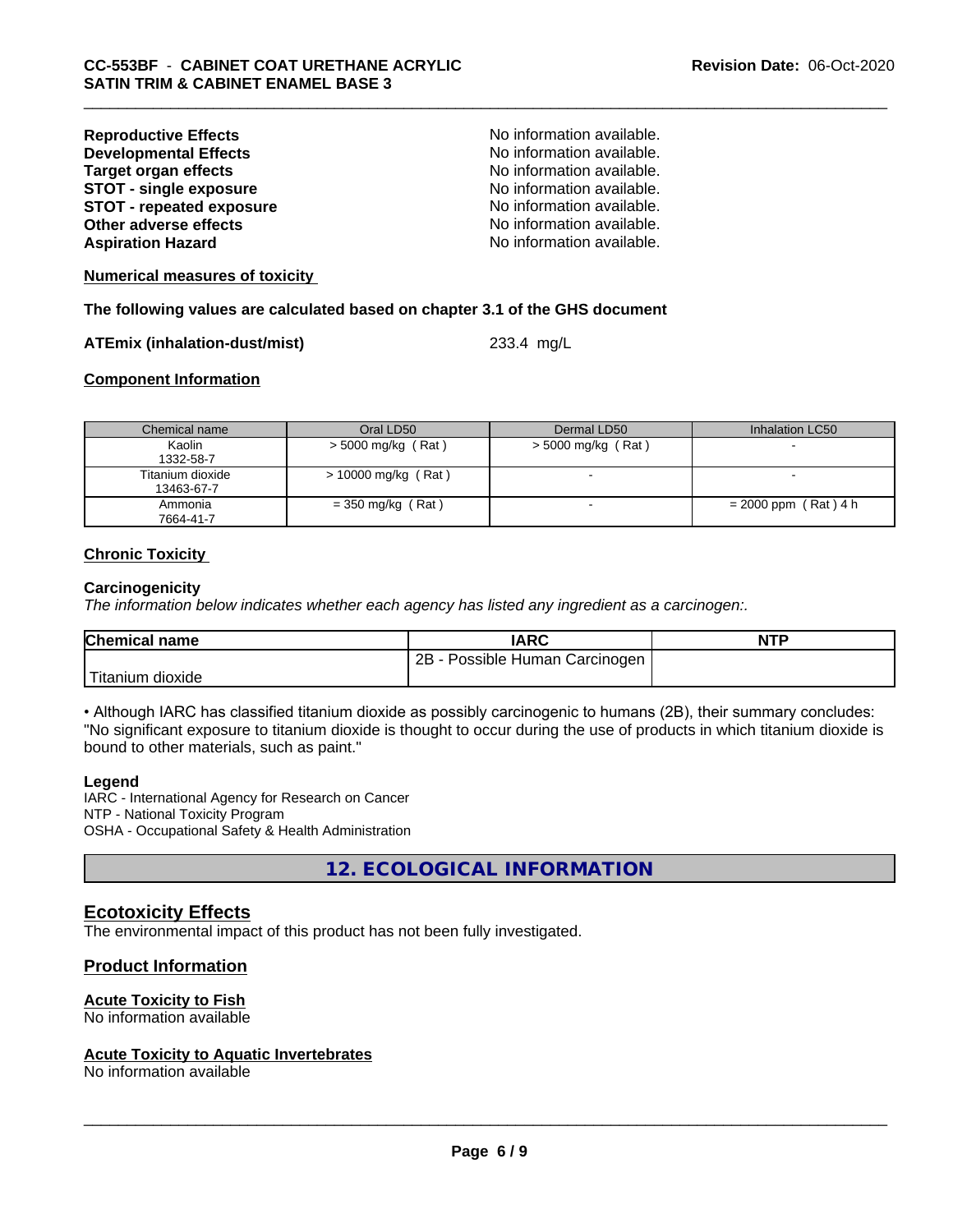| | |
|---|---|
| **Reproductive Effects** | No information available. |
| **Developmental Effects** | No information available. |
| **Target organ effects** | No information available. |
| **STOT - single exposure** | No information available. |
| **STOT - repeated exposure** | No information available. |
| **Other adverse effects** | No information available. |
| **Aspiration Hazard** | No information available. |

**Numerical measures of toxicity**

**The following values are calculated based on chapter 3.1 of the GHS document**

**ATEmix (inhalation-dust/mist)** 233.4 mg/L

**Component Information**

| Chemical name | Oral LD50 | Dermal LD50 | Inhalation LC50 |
|---|---|---|---|
| Kaolin<br>1332-58-7 | > 5000 mg/kg ( Rat ) | > 5000 mg/kg ( Rat ) | - |
| Titanium dioxide<br>13463-67-7 | > 10000 mg/kg ( Rat ) | - | - |
| Ammonia<br>7664-41-7 | = 350 mg/kg ( Rat ) | - | = 2000 ppm ( Rat ) 4 h |

**Chronic Toxicity**

**Carcinogenicity**

*The information below indicates whether each agency has listed any ingredient as a carcinogen:.*

| Chemical name | IARC | NTP |
|---|---|---|
| Titanium dioxide | 2B - Possible Human Carcinogen | |

• Although IARC has classified titanium dioxide as possibly carcinogenic to humans (2B), their summary concludes: "No significant exposure to titanium dioxide is thought to occur during the use of products in which titanium dioxide is bound to other materials, such as paint."

**Legend**

IARC - International Agency for Research on Cancer
NTP - National Toxicity Program
OSHA - Occupational Safety & Health Administration

## 12. ECOLOGICAL INFORMATION

### Ecotoxicity Effects

The environmental impact of this product has not been fully investigated.

### Product Information

**Acute Toxicity to Fish**

No information available

**Acute Toxicity to Aquatic Invertebrates**

No information available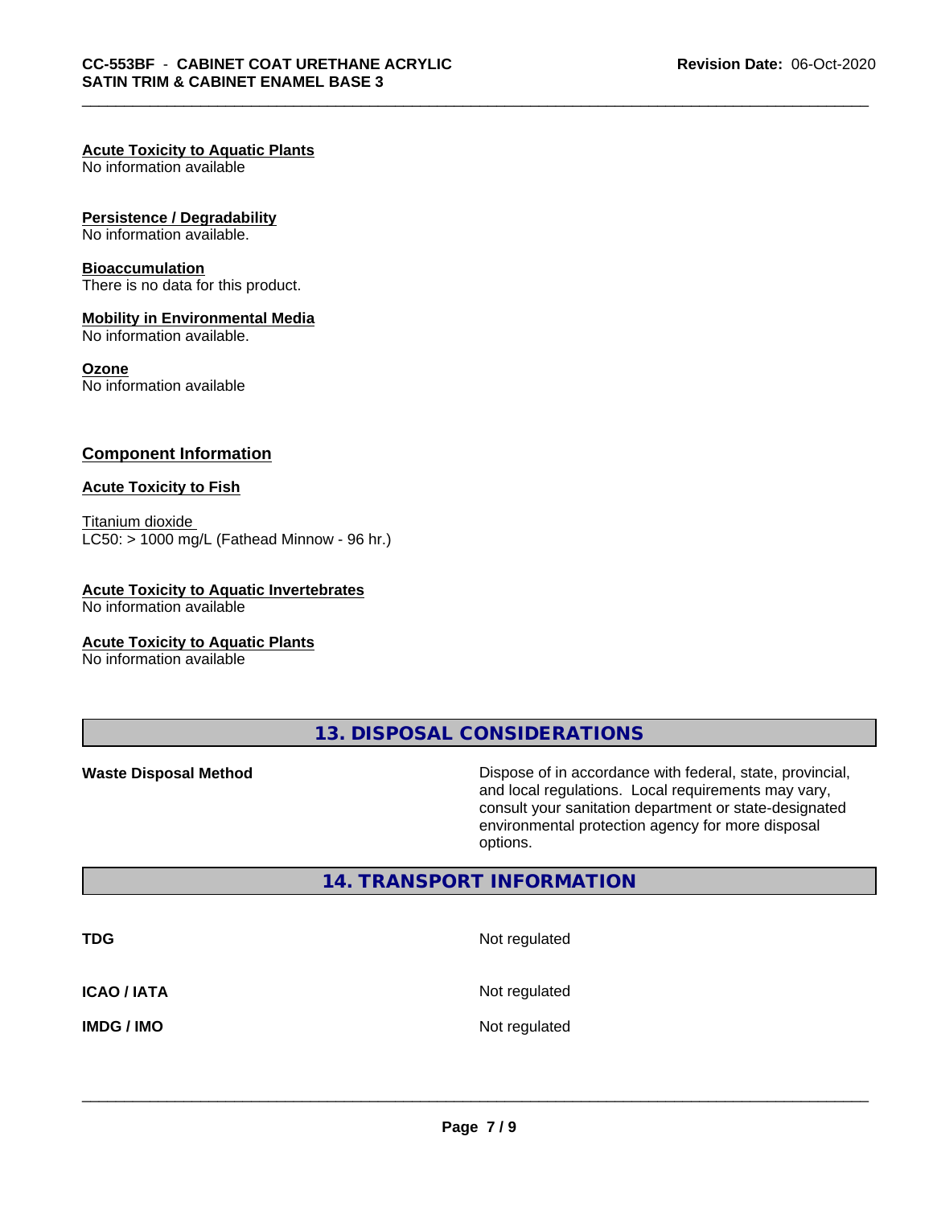**Acute Toxicity to Aquatic Plants**
No information available

**Persistence / Degradability**
No information available.

**Bioaccumulation**
There is no data for this product.

**Mobility in Environmental Media**
No information available.

**Ozone**
No information available

## Component Information

**Acute Toxicity to Fish**

Titanium dioxide
LC50: > 1000 mg/L (Fathead Minnow - 96 hr.)

**Acute Toxicity to Aquatic Invertebrates**
No information available

**Acute Toxicity to Aquatic Plants**
No information available

## 13. DISPOSAL CONSIDERATIONS

**Waste Disposal Method** — Dispose of in accordance with federal, state, provincial, and local regulations. Local requirements may vary, consult your sanitation department or state-designated environmental protection agency for more disposal options.

## 14. TRANSPORT INFORMATION

| | |
|---|---|
| **TDG** | Not regulated |
| **ICAO / IATA** | Not regulated |
| **IMDG / IMO** | Not regulated |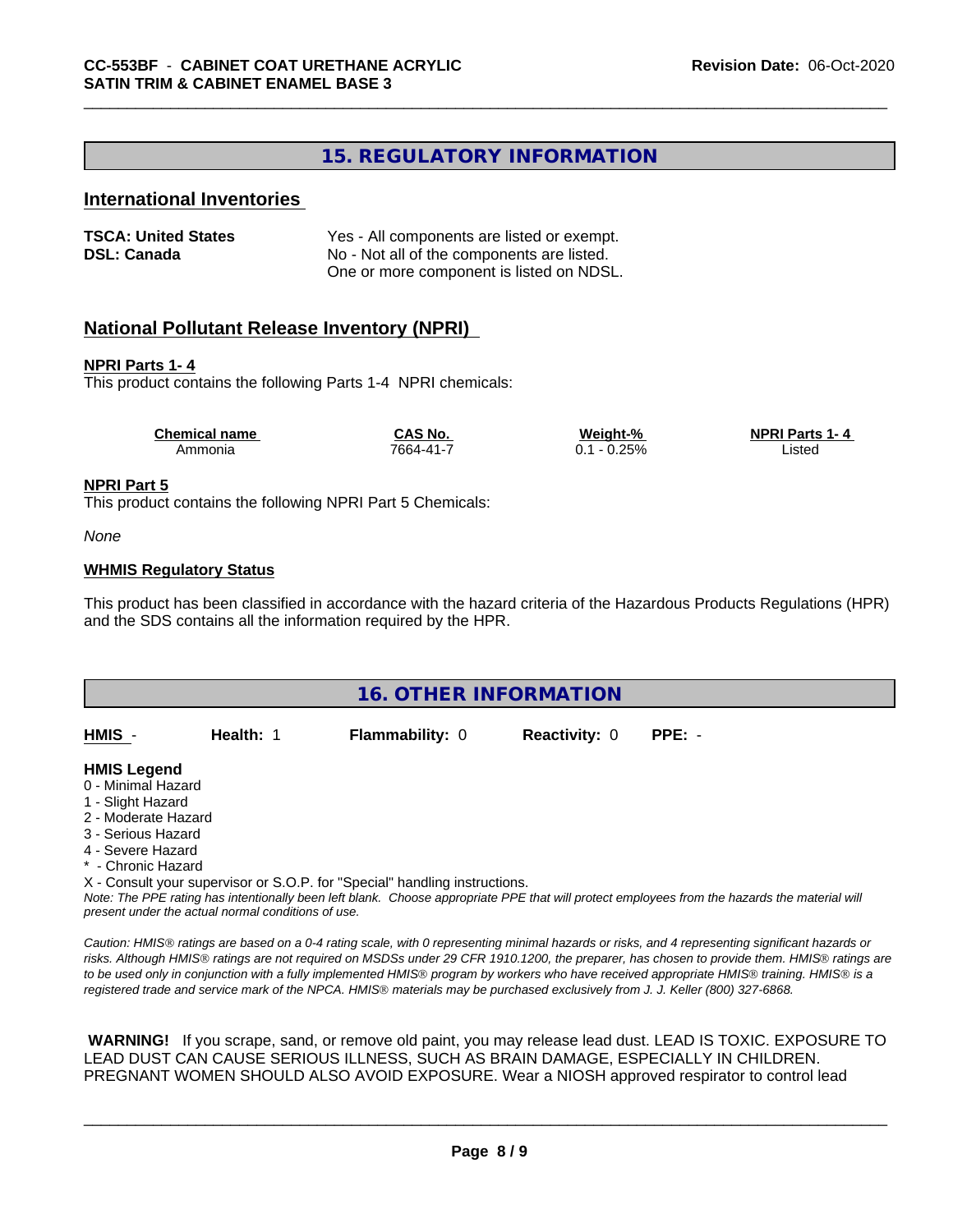## 15. REGULATORY INFORMATION

### International Inventories

**TSCA: United States** Yes - All components are listed or exempt.
**DSL: Canada** No - Not all of the components are listed.
One or more component is listed on NDSL.

### National Pollutant Release Inventory (NPRI)

**NPRI Parts 1- 4**
This product contains the following Parts 1-4 NPRI chemicals:

| Chemical name | CAS No. | Weight-% | NPRI Parts 1- 4 |
|---|---|---|---|
| Ammonia | 7664-41-7 | 0.1 - 0.25% | Listed |

**NPRI Part 5**
This product contains the following NPRI Part 5 Chemicals:

*None*

**WHMIS Regulatory Status**

This product has been classified in accordance with the hazard criteria of the Hazardous Products Regulations (HPR) and the SDS contains all the information required by the HPR.

## 16. OTHER INFORMATION

**HMIS** - **Health:** 1 **Flammability:** 0 **Reactivity:** 0 **PPE:** -

**HMIS Legend**
0 - Minimal Hazard
1 - Slight Hazard
2 - Moderate Hazard
3 - Serious Hazard
4 - Severe Hazard
* - Chronic Hazard
X - Consult your supervisor or S.O.P. for "Special" handling instructions.
*Note: The PPE rating has intentionally been left blank. Choose appropriate PPE that will protect employees from the hazards the material will present under the actual normal conditions of use.*

*Caution: HMIS® ratings are based on a 0-4 rating scale, with 0 representing minimal hazards or risks, and 4 representing significant hazards or risks. Although HMIS® ratings are not required on MSDSs under 29 CFR 1910.1200, the preparer, has chosen to provide them. HMIS® ratings are to be used only in conjunction with a fully implemented HMIS® program by workers who have received appropriate HMIS® training. HMIS® is a registered trade and service mark of the NPCA. HMIS® materials may be purchased exclusively from J. J. Keller (800) 327-6868.*

**WARNING!** If you scrape, sand, or remove old paint, you may release lead dust. LEAD IS TOXIC. EXPOSURE TO LEAD DUST CAN CAUSE SERIOUS ILLNESS, SUCH AS BRAIN DAMAGE, ESPECIALLY IN CHILDREN. PREGNANT WOMEN SHOULD ALSO AVOID EXPOSURE. Wear a NIOSH approved respirator to control lead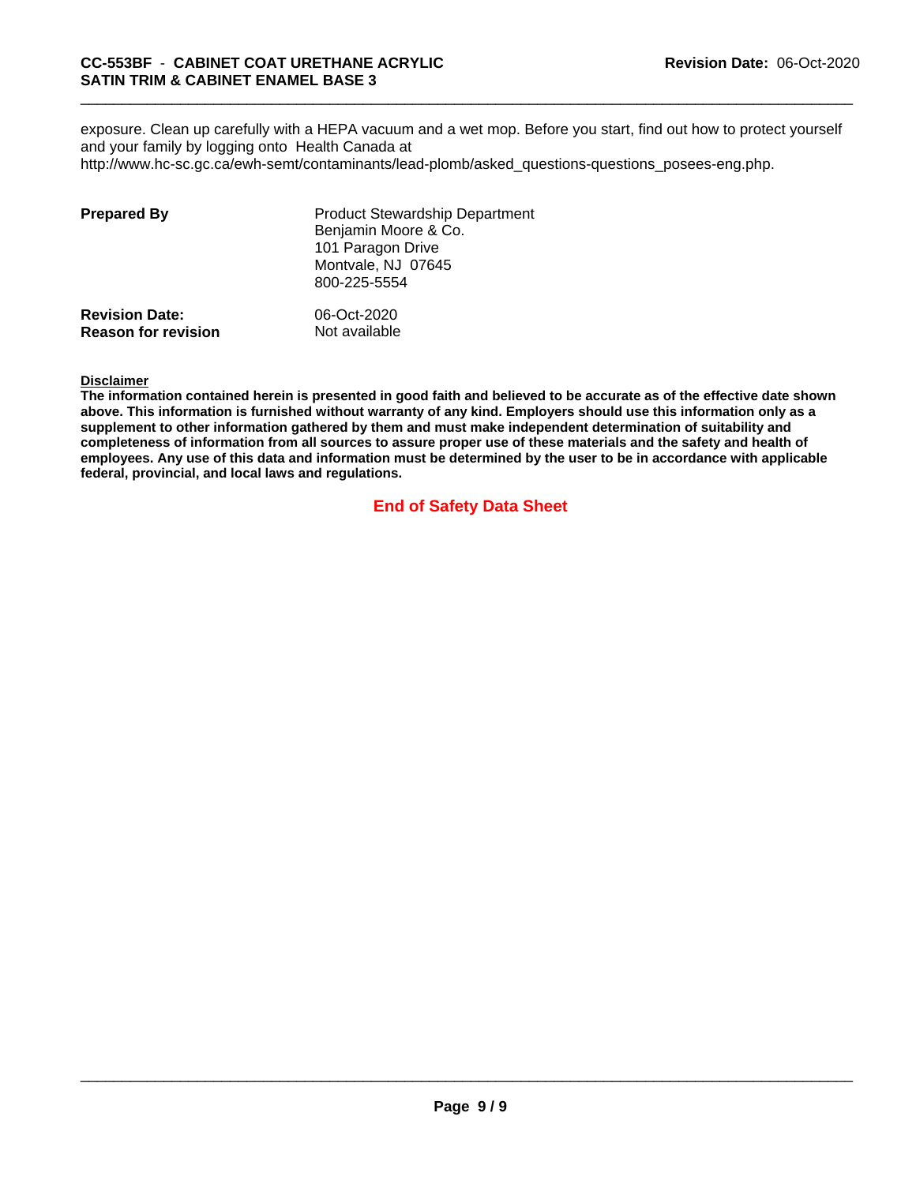exposure. Clean up carefully with a HEPA vacuum and a wet mop. Before you start, find out how to protect yourself and your family by logging onto Health Canada at http://www.hc-sc.gc.ca/ewh-semt/contaminants/lead-plomb/asked_questions-questions_posees-eng.php.

| | |
|---|---|
| **Prepared By** | Product Stewardship Department<br>Benjamin Moore & Co.<br>101 Paragon Drive<br>Montvale, NJ 07645<br>800-225-5554 |
| **Revision Date:** | 06-Oct-2020 |
| **Reason for revision** | Not available |

**Disclaimer**

**The information contained herein is presented in good faith and believed to be accurate as of the effective date shown above. This information is furnished without warranty of any kind. Employers should use this information only as a supplement to other information gathered by them and must make independent determination of suitability and completeness of information from all sources to assure proper use of these materials and the safety and health of employees. Any use of this data and information must be determined by the user to be in accordance with applicable federal, provincial, and local laws and regulations.**

**End of Safety Data Sheet**